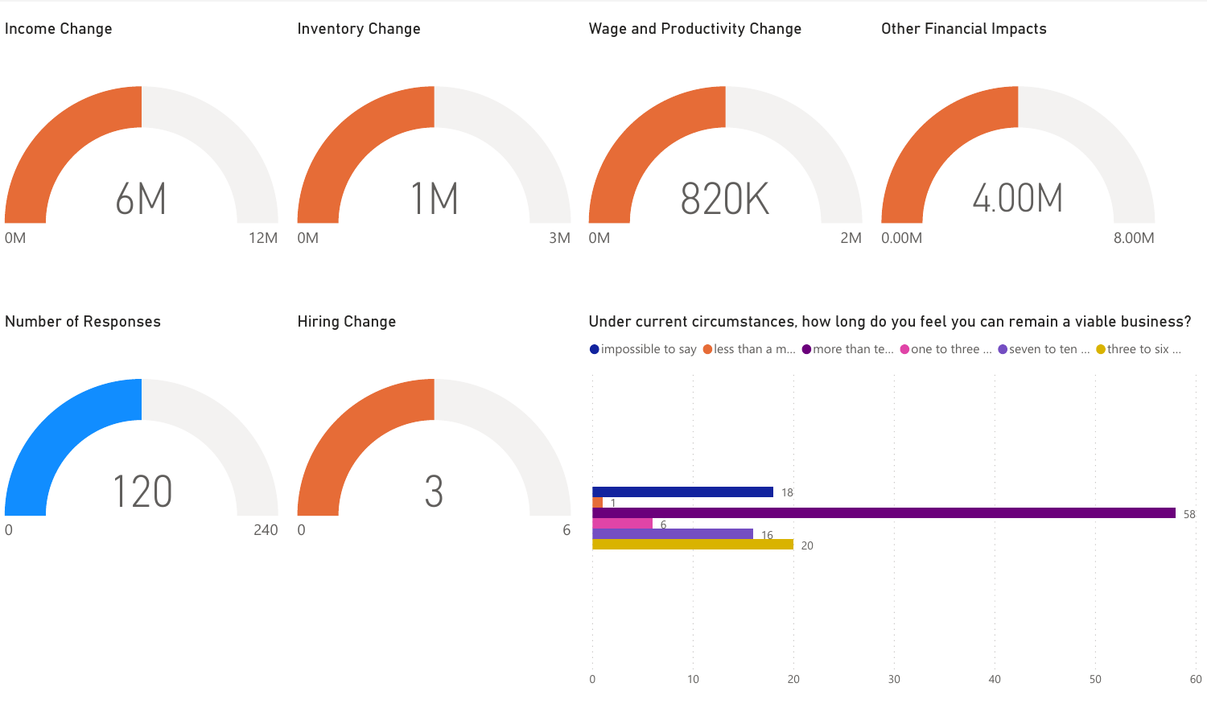## Income Change

6M

0M — 12M

## Inventory Change

1M

0M — 3M

## Wage and Productivity Change

820K

0M — 2M

## Other Financial Impacts

4.00M

0.00M — 8.00M

## Number of Responses

120

0 — 240

## Hiring Change

3

0 — 6

## Under current circumstances, how long do you feel you can remain a viable business?

| Response | Count |
| --- | --- |
| impossible to say | 18 |
| less than a m... | 1 |
| more than te... | 58 |
| one to three ... | 6 |
| seven to ten ... | 16 |
| three to six ... | 20 |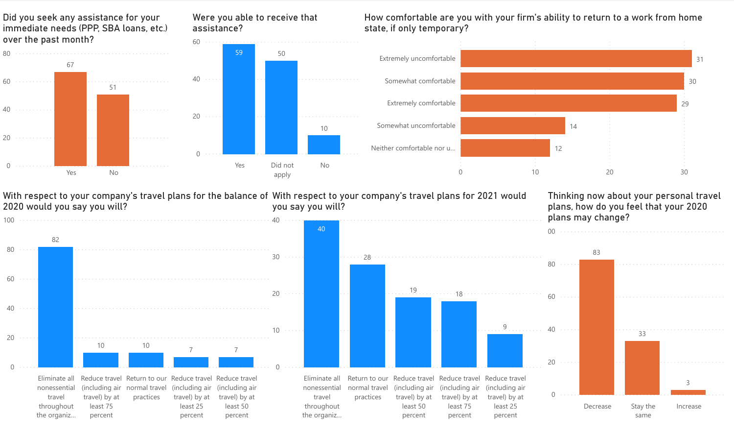Did you seek any assistance for your immediate needs (PPP, SBA loans, etc.) over the past month?

80
60
40
20
0

67
51

Yes
No

Were you able to receive that assistance?

60
40
20
0

59
50
10

Yes
Did not apply
No

How comfortable are you with your firm's ability to return to a work from home state, if only temporary?

Extremely uncomfortable 31
Somewhat comfortable 30
Extremely comfortable 29
Somewhat uncomfortable 14
Neither comfortable nor u... 12

0
10
20
30

With respect to your company's travel plans for the balance of 2020 would you say you will?

100
80
60
40
20
0

82
10
10
7
7

Eliminate all nonessential travel throughout the organiz...
Reduce travel (including air travel) by at least 75 percent
Return to our normal travel practices
Reduce travel (including air travel) by at least 25 percent
Reduce travel (including air travel) by at least 50 percent

With respect to your company's travel plans for 2021 would you say you will?

40
30
20
10
0

40
28
19
18
9

Eliminate all nonessential travel throughout the organiz...
Return to our normal travel practices
Reduce travel (including air travel) by at least 50 percent
Reduce travel (including air travel) by at least 75 percent
Reduce travel (including air travel) by at least 25 percent

Thinking now about your personal travel plans, how do you feel that your 2020 plans may change?

00
80
60
40
20
0

83
33
3

Decrease
Stay the same
Increase